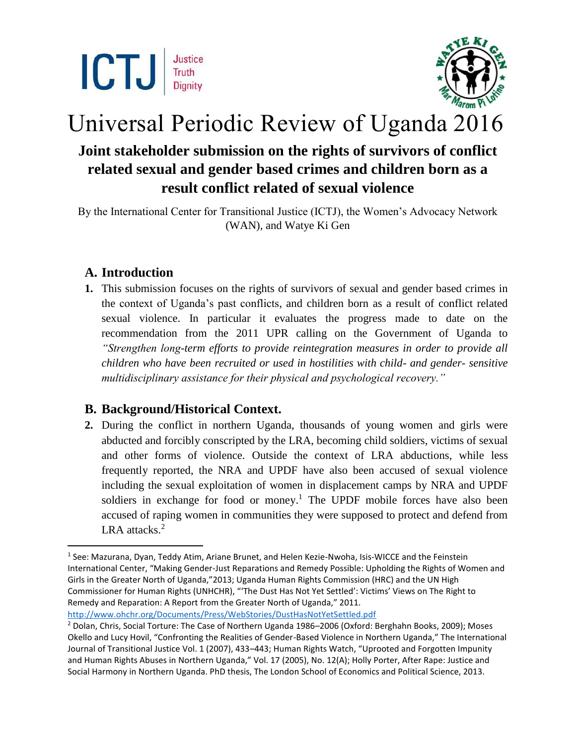ICTJ | Justice Truth Dignity

# Universal Periodic Review of Uganda 2016

**Joint stakeholder submission on the rights of survivors of conflict related sexual and gender based crimes and children born as a result conflict related of sexual violence**

By the International Center for Transitional Justice (ICTJ), the Women's Advocacy Network (WAN), and Watye Ki Gen

## A. Introduction

1. This submission focuses on the rights of survivors of sexual and gender based crimes in the context of Uganda's past conflicts, and children born as a result of conflict related sexual violence. In particular it evaluates the progress made to date on the recommendation from the 2011 UPR calling on the Government of Uganda to *"Strengthen long-term efforts to provide reintegration measures in order to provide all children who have been recruited or used in hostilities with child- and gender- sensitive multidisciplinary assistance for their physical and psychological recovery."*

## B. Background/Historical Context.

2. During the conflict in northern Uganda, thousands of young women and girls were abducted and forcibly conscripted by the LRA, becoming child soldiers, victims of sexual and other forms of violence. Outside the context of LRA abductions, while less frequently reported, the NRA and UPDF have also been accused of sexual violence including the sexual exploitation of women in displacement camps by NRA and UPDF soldiers in exchange for food or money.[1] The UPDF mobile forces have also been accused of raping women in communities they were supposed to protect and defend from LRA attacks.[2]

---

[1] See: Mazurana, Dyan, Teddy Atim, Ariane Brunet, and Helen Kezie-Nwoha, Isis-WICCE and the Feinstein International Center, "Making Gender-Just Reparations and Remedy Possible: Upholding the Rights of Women and Girls in the Greater North of Uganda,"2013; Uganda Human Rights Commission (HRC) and the UN High Commissioner for Human Rights (UNHCHR), "'The Dust Has Not Yet Settled': Victims' Views on The Right to Remedy and Reparation: A Report from the Greater North of Uganda," 2011. http://www.ohchr.org/Documents/Press/WebStories/DustHasNotYetSettled.pdf

[2] Dolan, Chris, Social Torture: The Case of Northern Uganda 1986–2006 (Oxford: Berghahn Books, 2009); Moses Okello and Lucy Hovil, "Confronting the Realities of Gender-Based Violence in Northern Uganda," The International Journal of Transitional Justice Vol. 1 (2007), 433–443; Human Rights Watch, "Uprooted and Forgotten Impunity and Human Rights Abuses in Northern Uganda," Vol. 17 (2005), No. 12(A); Holly Porter, After Rape: Justice and Social Harmony in Northern Uganda. PhD thesis, The London School of Economics and Political Science, 2013.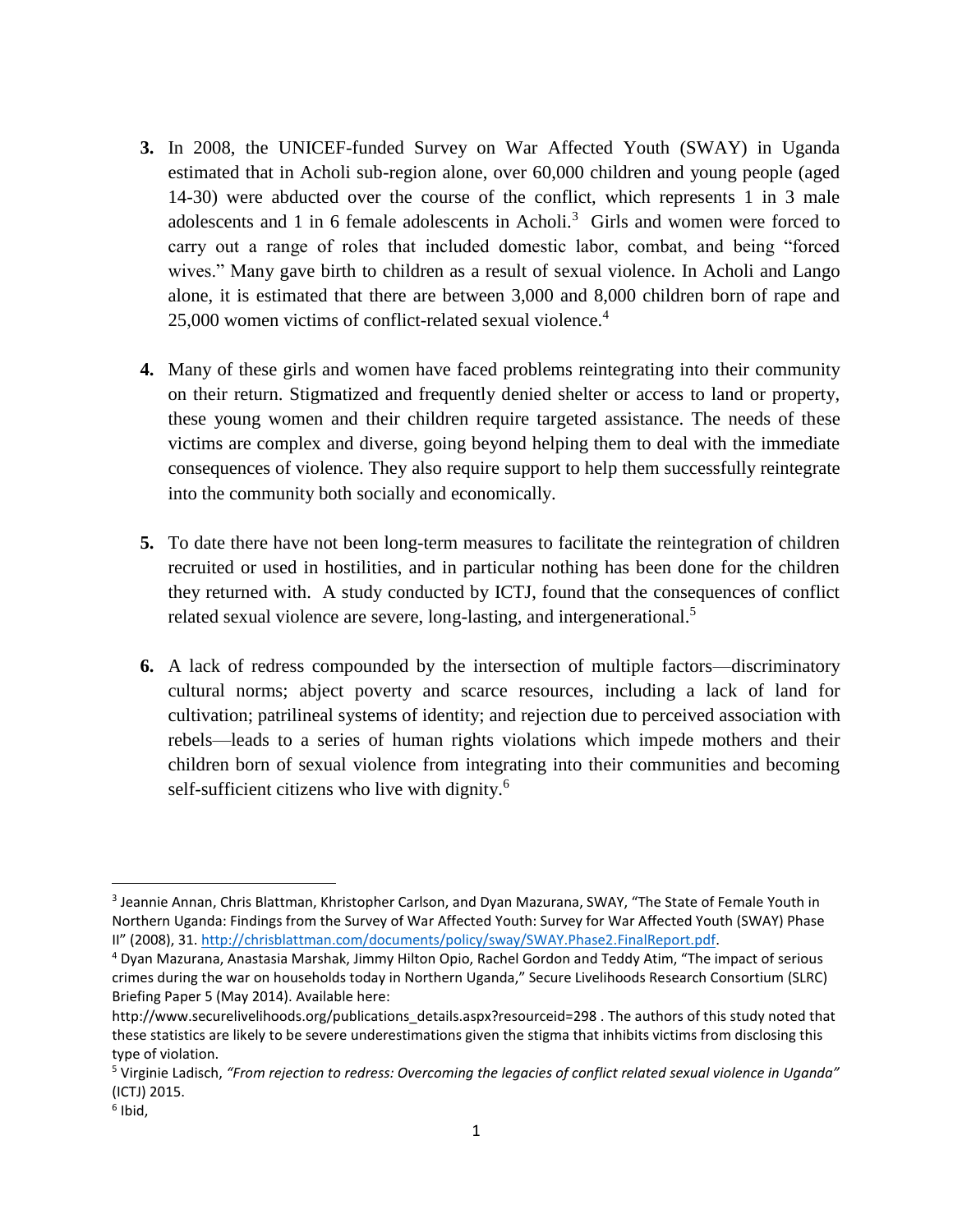3. In 2008, the UNICEF-funded Survey on War Affected Youth (SWAY) in Uganda estimated that in Acholi sub-region alone, over 60,000 children and young people (aged 14-30) were abducted over the course of the conflict, which represents 1 in 3 male adolescents and 1 in 6 female adolescents in Acholi.[3] Girls and women were forced to carry out a range of roles that included domestic labor, combat, and being "forced wives." Many gave birth to children as a result of sexual violence. In Acholi and Lango alone, it is estimated that there are between 3,000 and 8,000 children born of rape and 25,000 women victims of conflict-related sexual violence.[4]

4. Many of these girls and women have faced problems reintegrating into their community on their return. Stigmatized and frequently denied shelter or access to land or property, these young women and their children require targeted assistance. The needs of these victims are complex and diverse, going beyond helping them to deal with the immediate consequences of violence. They also require support to help them successfully reintegrate into the community both socially and economically.

5. To date there have not been long-term measures to facilitate the reintegration of children recruited or used in hostilities, and in particular nothing has been done for the children they returned with. A study conducted by ICTJ, found that the consequences of conflict related sexual violence are severe, long-lasting, and intergenerational.[5]

6. A lack of redress compounded by the intersection of multiple factors—discriminatory cultural norms; abject poverty and scarce resources, including a lack of land for cultivation; patrilineal systems of identity; and rejection due to perceived association with rebels—leads to a series of human rights violations which impede mothers and their children born of sexual violence from integrating into their communities and becoming self-sufficient citizens who live with dignity.[6]

---

[3] Jeannie Annan, Chris Blattman, Khristopher Carlson, and Dyan Mazurana, SWAY, "The State of Female Youth in Northern Uganda: Findings from the Survey of War Affected Youth: Survey for War Affected Youth (SWAY) Phase II" (2008), 31. http://chrisblattman.com/documents/policy/sway/SWAY.Phase2.FinalReport.pdf.

[4] Dyan Mazurana, Anastasia Marshak, Jimmy Hilton Opio, Rachel Gordon and Teddy Atim, "The impact of serious crimes during the war on households today in Northern Uganda," Secure Livelihoods Research Consortium (SLRC) Briefing Paper 5 (May 2014). Available here: http://www.securelivelihoods.org/publications_details.aspx?resourceid=298 . The authors of this study noted that these statistics are likely to be severe underestimations given the stigma that inhibits victims from disclosing this type of violation.

[5] Virginie Ladisch, *"From rejection to redress: Overcoming the legacies of conflict related sexual violence in Uganda"* (ICTJ) 2015.

[6] Ibid,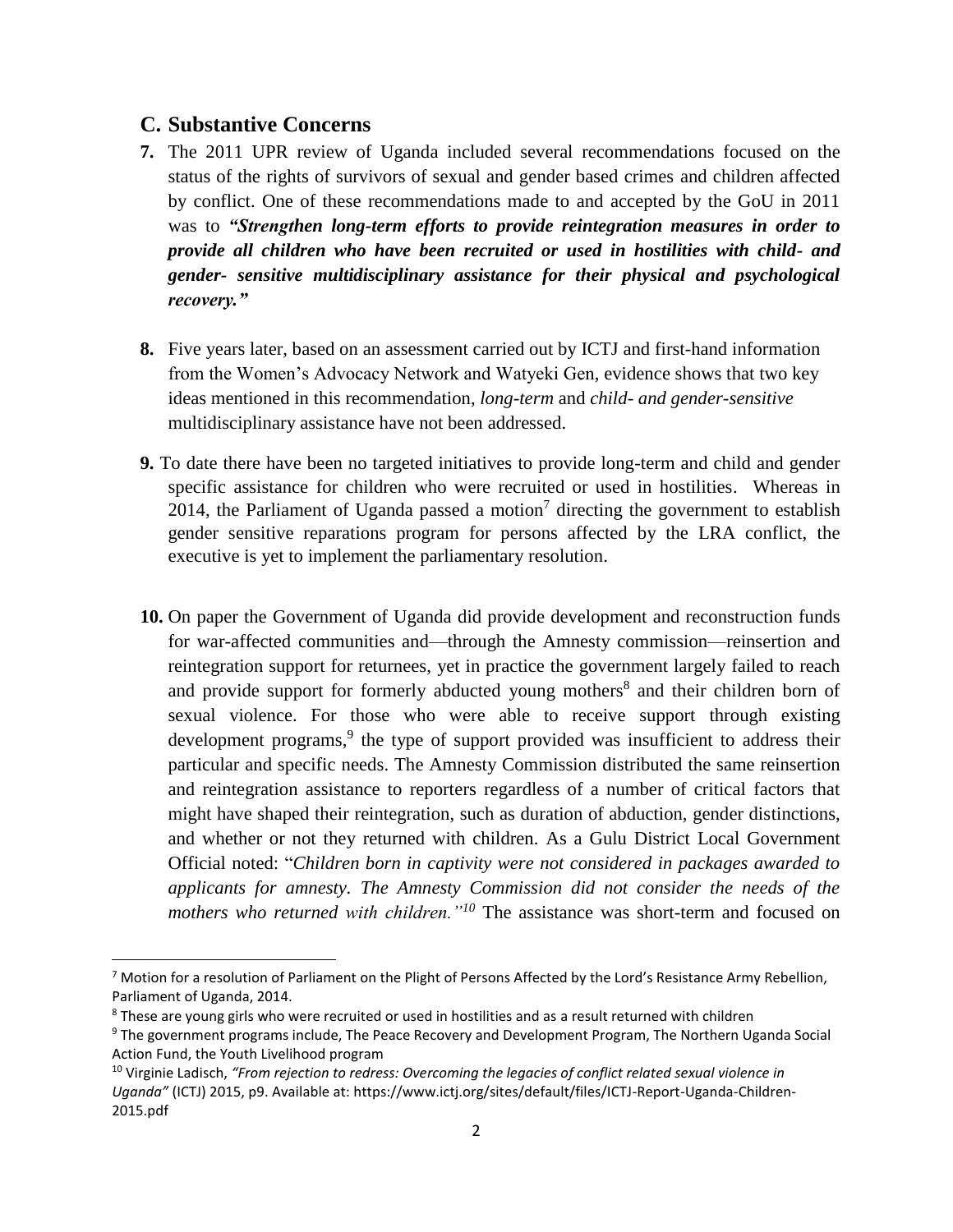## C. Substantive Concerns

**7.** The 2011 UPR review of Uganda included several recommendations focused on the status of the rights of survivors of sexual and gender based crimes and children affected by conflict. One of these recommendations made to and accepted by the GoU in 2011 was to ***"Strengthen long-term efforts to provide reintegration measures in order to provide all children who have been recruited or used in hostilities with child- and gender- sensitive multidisciplinary assistance for their physical and psychological recovery."***

**8.** Five years later, based on an assessment carried out by ICTJ and first-hand information from the Women's Advocacy Network and Watyeki Gen, evidence shows that two key ideas mentioned in this recommendation, *long-term* and *child- and gender-sensitive* multidisciplinary assistance have not been addressed.

**9.** To date there have been no targeted initiatives to provide long-term and child and gender specific assistance for children who were recruited or used in hostilities. Whereas in 2014, the Parliament of Uganda passed a motion[7] directing the government to establish gender sensitive reparations program for persons affected by the LRA conflict, the executive is yet to implement the parliamentary resolution.

**10.** On paper the Government of Uganda did provide development and reconstruction funds for war-affected communities and—through the Amnesty commission—reinsertion and reintegration support for returnees, yet in practice the government largely failed to reach and provide support for formerly abducted young mothers[8] and their children born of sexual violence. For those who were able to receive support through existing development programs,[9] the type of support provided was insufficient to address their particular and specific needs. The Amnesty Commission distributed the same reinsertion and reintegration assistance to reporters regardless of a number of critical factors that might have shaped their reintegration, such as duration of abduction, gender distinctions, and whether or not they returned with children. As a Gulu District Local Government Official noted: "*Children born in captivity were not considered in packages awarded to applicants for amnesty. The Amnesty Commission did not consider the needs of the mothers who returned with children."*[10] The assistance was short-term and focused on

---

[7] Motion for a resolution of Parliament on the Plight of Persons Affected by the Lord's Resistance Army Rebellion, Parliament of Uganda, 2014.

[8] These are young girls who were recruited or used in hostilities and as a result returned with children

[9] The government programs include, The Peace Recovery and Development Program, The Northern Uganda Social Action Fund, the Youth Livelihood program

[10] Virginie Ladisch, *"From rejection to redress: Overcoming the legacies of conflict related sexual violence in Uganda"* (ICTJ) 2015, p9. Available at: https://www.ictj.org/sites/default/files/ICTJ-Report-Uganda-Children-2015.pdf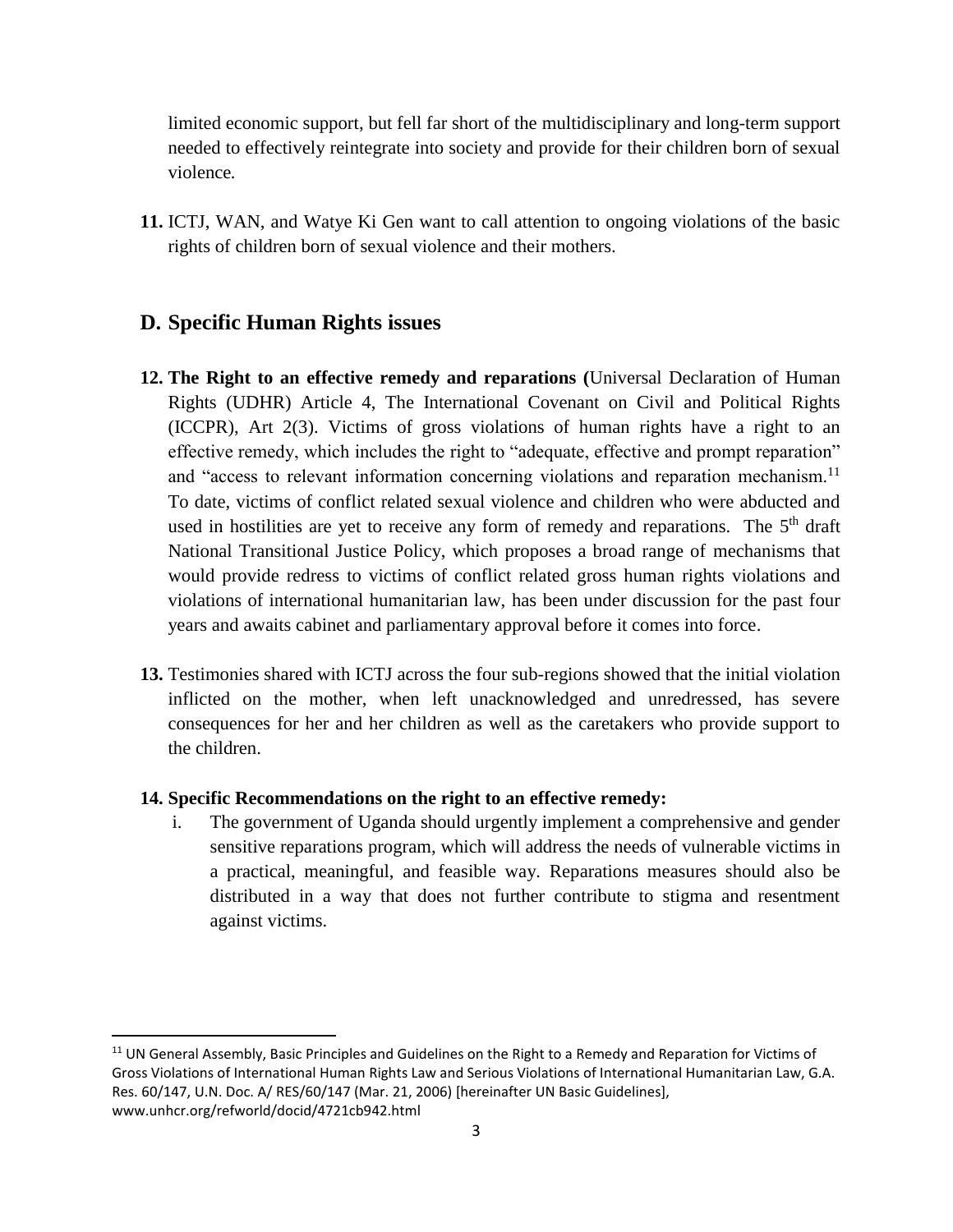limited economic support, but fell far short of the multidisciplinary and long-term support needed to effectively reintegrate into society and provide for their children born of sexual violence.

**11.** ICTJ, WAN, and Watye Ki Gen want to call attention to ongoing violations of the basic rights of children born of sexual violence and their mothers.

## D. Specific Human Rights issues

**12. The Right to an effective remedy and reparations (**Universal Declaration of Human Rights (UDHR) Article 4, The International Covenant on Civil and Political Rights (ICCPR), Art 2(3). Victims of gross violations of human rights have a right to an effective remedy, which includes the right to "adequate, effective and prompt reparation" and "access to relevant information concerning violations and reparation mechanism.[11] To date, victims of conflict related sexual violence and children who were abducted and used in hostilities are yet to receive any form of remedy and reparations. The 5th draft National Transitional Justice Policy, which proposes a broad range of mechanisms that would provide redress to victims of conflict related gross human rights violations and violations of international humanitarian law, has been under discussion for the past four years and awaits cabinet and parliamentary approval before it comes into force.

**13.** Testimonies shared with ICTJ across the four sub-regions showed that the initial violation inflicted on the mother, when left unacknowledged and unredressed, has severe consequences for her and her children as well as the caretakers who provide support to the children.

**14. Specific Recommendations on the right to an effective remedy:**

i. The government of Uganda should urgently implement a comprehensive and gender sensitive reparations program, which will address the needs of vulnerable victims in a practical, meaningful, and feasible way. Reparations measures should also be distributed in a way that does not further contribute to stigma and resentment against victims.

---

[11] UN General Assembly, Basic Principles and Guidelines on the Right to a Remedy and Reparation for Victims of Gross Violations of International Human Rights Law and Serious Violations of International Humanitarian Law, G.A. Res. 60/147, U.N. Doc. A/ RES/60/147 (Mar. 21, 2006) [hereinafter UN Basic Guidelines], www.unhcr.org/refworld/docid/4721cb942.html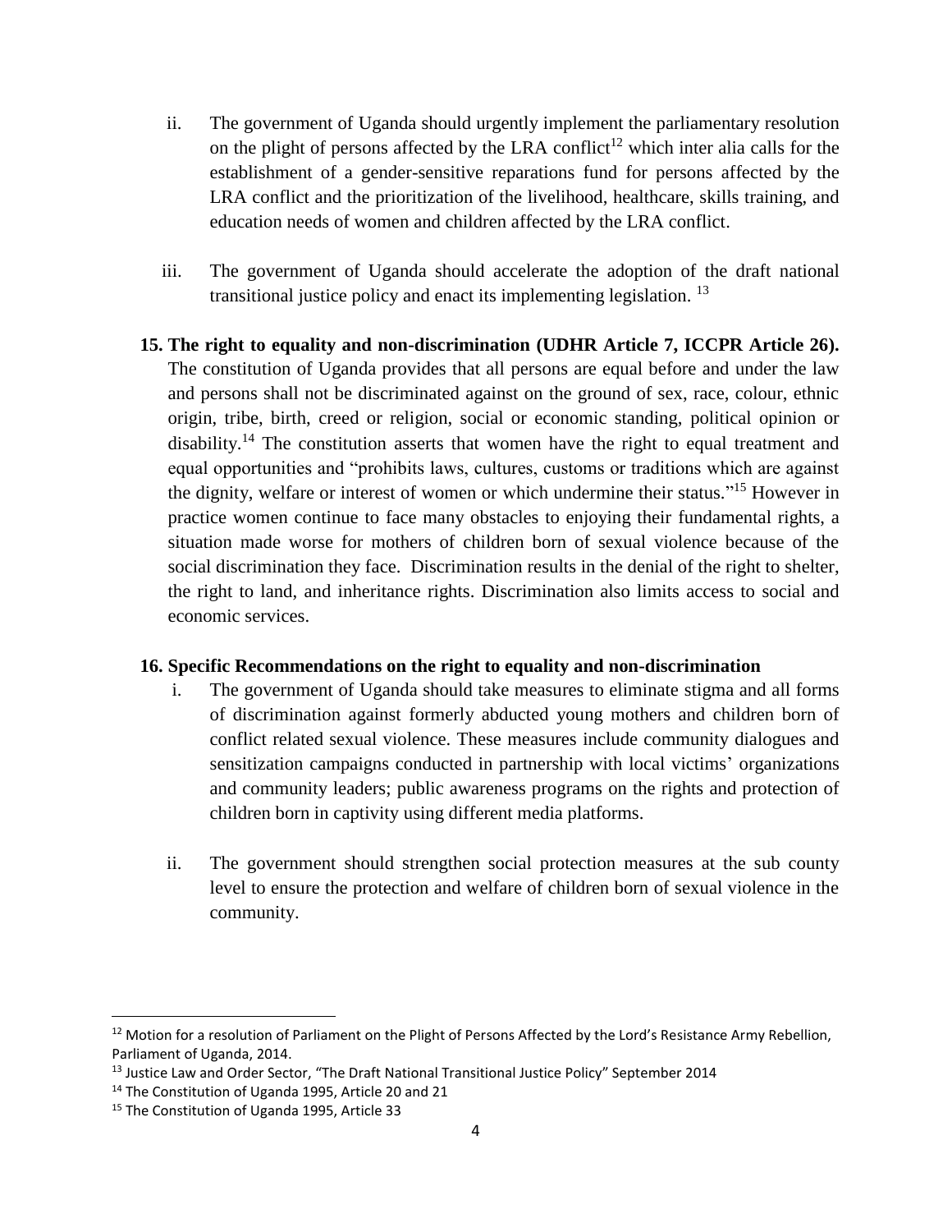ii. The government of Uganda should urgently implement the parliamentary resolution on the plight of persons affected by the LRA conflict[12] which inter alia calls for the establishment of a gender-sensitive reparations fund for persons affected by the LRA conflict and the prioritization of the livelihood, healthcare, skills training, and education needs of women and children affected by the LRA conflict.

iii. The government of Uganda should accelerate the adoption of the draft national transitional justice policy and enact its implementing legislation. [13]

**15. The right to equality and non-discrimination (UDHR Article 7, ICCPR Article 26).** The constitution of Uganda provides that all persons are equal before and under the law and persons shall not be discriminated against on the ground of sex, race, colour, ethnic origin, tribe, birth, creed or religion, social or economic standing, political opinion or disability.[14] The constitution asserts that women have the right to equal treatment and equal opportunities and "prohibits laws, cultures, customs or traditions which are against the dignity, welfare or interest of women or which undermine their status."[15] However in practice women continue to face many obstacles to enjoying their fundamental rights, a situation made worse for mothers of children born of sexual violence because of the social discrimination they face. Discrimination results in the denial of the right to shelter, the right to land, and inheritance rights. Discrimination also limits access to social and economic services.

**16. Specific Recommendations on the right to equality and non-discrimination**

i. The government of Uganda should take measures to eliminate stigma and all forms of discrimination against formerly abducted young mothers and children born of conflict related sexual violence. These measures include community dialogues and sensitization campaigns conducted in partnership with local victims' organizations and community leaders; public awareness programs on the rights and protection of children born in captivity using different media platforms.

ii. The government should strengthen social protection measures at the sub county level to ensure the protection and welfare of children born of sexual violence in the community.

---

[12] Motion for a resolution of Parliament on the Plight of Persons Affected by the Lord's Resistance Army Rebellion, Parliament of Uganda, 2014.

[13] Justice Law and Order Sector, "The Draft National Transitional Justice Policy" September 2014

[14] The Constitution of Uganda 1995, Article 20 and 21

[15] The Constitution of Uganda 1995, Article 33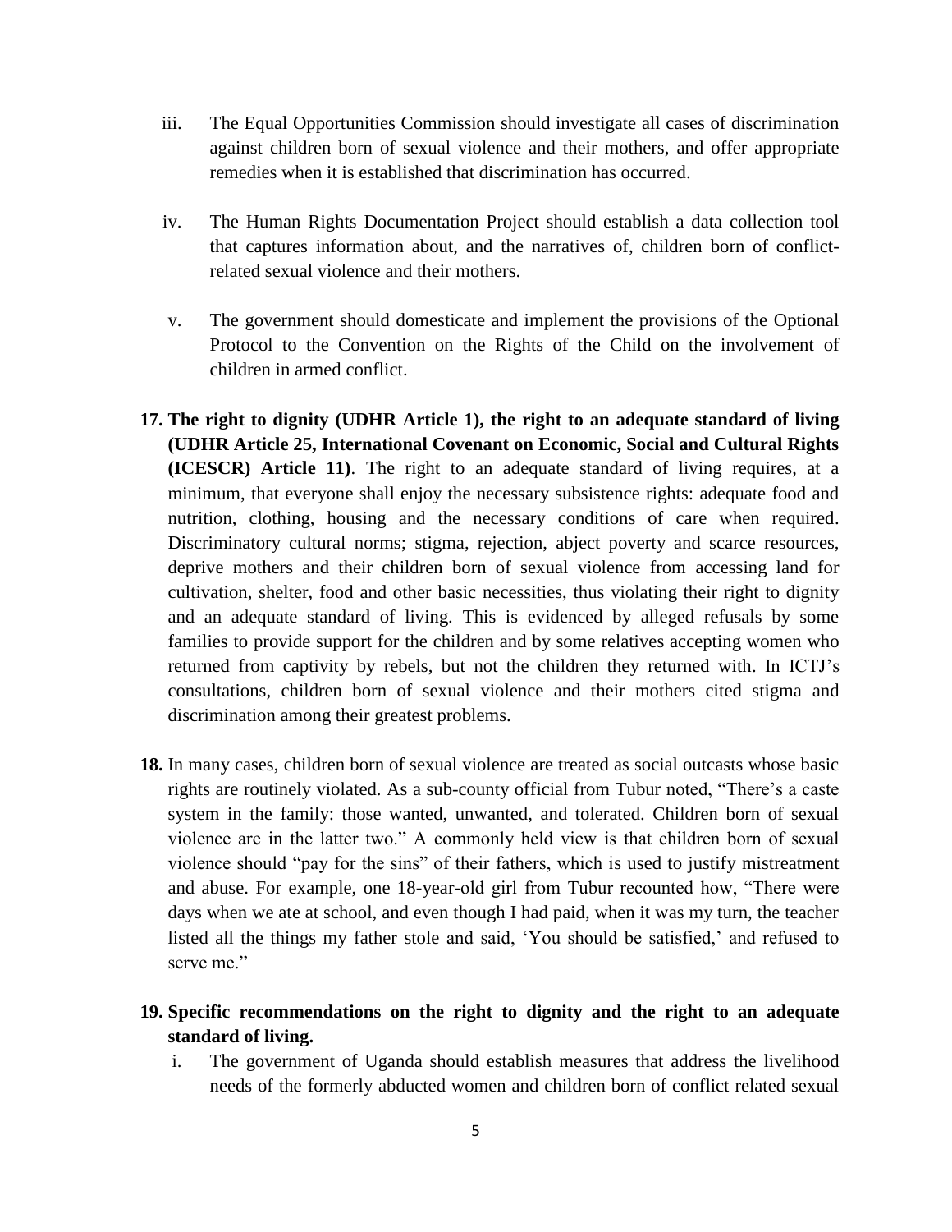iii. The Equal Opportunities Commission should investigate all cases of discrimination against children born of sexual violence and their mothers, and offer appropriate remedies when it is established that discrimination has occurred.

iv. The Human Rights Documentation Project should establish a data collection tool that captures information about, and the narratives of, children born of conflict-related sexual violence and their mothers.

v. The government should domesticate and implement the provisions of the Optional Protocol to the Convention on the Rights of the Child on the involvement of children in armed conflict.

**17. The right to dignity (UDHR Article 1), the right to an adequate standard of living (UDHR Article 25, International Covenant on Economic, Social and Cultural Rights (ICESCR) Article 11)**. The right to an adequate standard of living requires, at a minimum, that everyone shall enjoy the necessary subsistence rights: adequate food and nutrition, clothing, housing and the necessary conditions of care when required. Discriminatory cultural norms; stigma, rejection, abject poverty and scarce resources, deprive mothers and their children born of sexual violence from accessing land for cultivation, shelter, food and other basic necessities, thus violating their right to dignity and an adequate standard of living. This is evidenced by alleged refusals by some families to provide support for the children and by some relatives accepting women who returned from captivity by rebels, but not the children they returned with. In ICTJ's consultations, children born of sexual violence and their mothers cited stigma and discrimination among their greatest problems.

**18.** In many cases, children born of sexual violence are treated as social outcasts whose basic rights are routinely violated. As a sub-county official from Tubur noted, "There's a caste system in the family: those wanted, unwanted, and tolerated. Children born of sexual violence are in the latter two." A commonly held view is that children born of sexual violence should "pay for the sins" of their fathers, which is used to justify mistreatment and abuse. For example, one 18-year-old girl from Tubur recounted how, "There were days when we ate at school, and even though I had paid, when it was my turn, the teacher listed all the things my father stole and said, 'You should be satisfied,' and refused to serve me."

**19. Specific recommendations on the right to dignity and the right to an adequate standard of living.**

i. The government of Uganda should establish measures that address the livelihood needs of the formerly abducted women and children born of conflict related sexual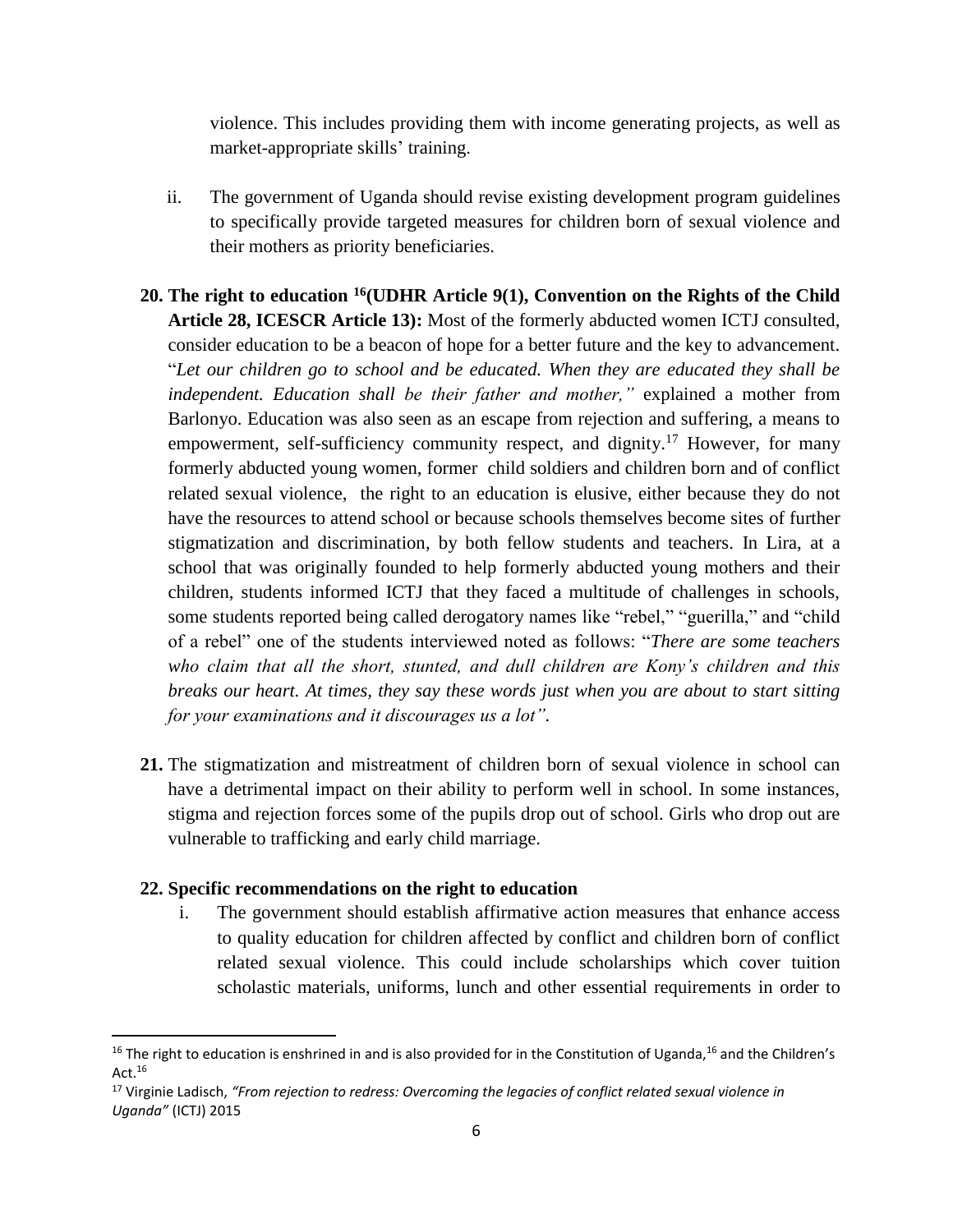violence. This includes providing them with income generating projects, as well as market-appropriate skills' training.

ii. The government of Uganda should revise existing development program guidelines to specifically provide targeted measures for children born of sexual violence and their mothers as priority beneficiaries.

**20. The right to education [16](UDHR Article 9(1), Convention on the Rights of the Child Article 28, ICESCR Article 13):** Most of the formerly abducted women ICTJ consulted, consider education to be a beacon of hope for a better future and the key to advancement. "*Let our children go to school and be educated. When they are educated they shall be independent. Education shall be their father and mother,"* explained a mother from Barlonyo. Education was also seen as an escape from rejection and suffering, a means to empowerment, self-sufficiency community respect, and dignity.[17] However, for many formerly abducted young women, former child soldiers and children born and of conflict related sexual violence, the right to an education is elusive, either because they do not have the resources to attend school or because schools themselves become sites of further stigmatization and discrimination, by both fellow students and teachers. In Lira, at a school that was originally founded to help formerly abducted young mothers and their children, students informed ICTJ that they faced a multitude of challenges in schools, some students reported being called derogatory names like "rebel," "guerilla," and "child of a rebel" one of the students interviewed noted as follows: "*There are some teachers who claim that all the short, stunted, and dull children are Kony's children and this breaks our heart. At times, they say these words just when you are about to start sitting for your examinations and it discourages us a lot"*.

**21.** The stigmatization and mistreatment of children born of sexual violence in school can have a detrimental impact on their ability to perform well in school. In some instances, stigma and rejection forces some of the pupils drop out of school. Girls who drop out are vulnerable to trafficking and early child marriage.

**22. Specific recommendations on the right to education**

i. The government should establish affirmative action measures that enhance access to quality education for children affected by conflict and children born of conflict related sexual violence. This could include scholarships which cover tuition scholastic materials, uniforms, lunch and other essential requirements in order to

---

[16] The right to education is enshrined in and is also provided for in the Constitution of Uganda,[16] and the Children's Act.[16]

[17] Virginie Ladisch, *"From rejection to redress: Overcoming the legacies of conflict related sexual violence in Uganda"* (ICTJ) 2015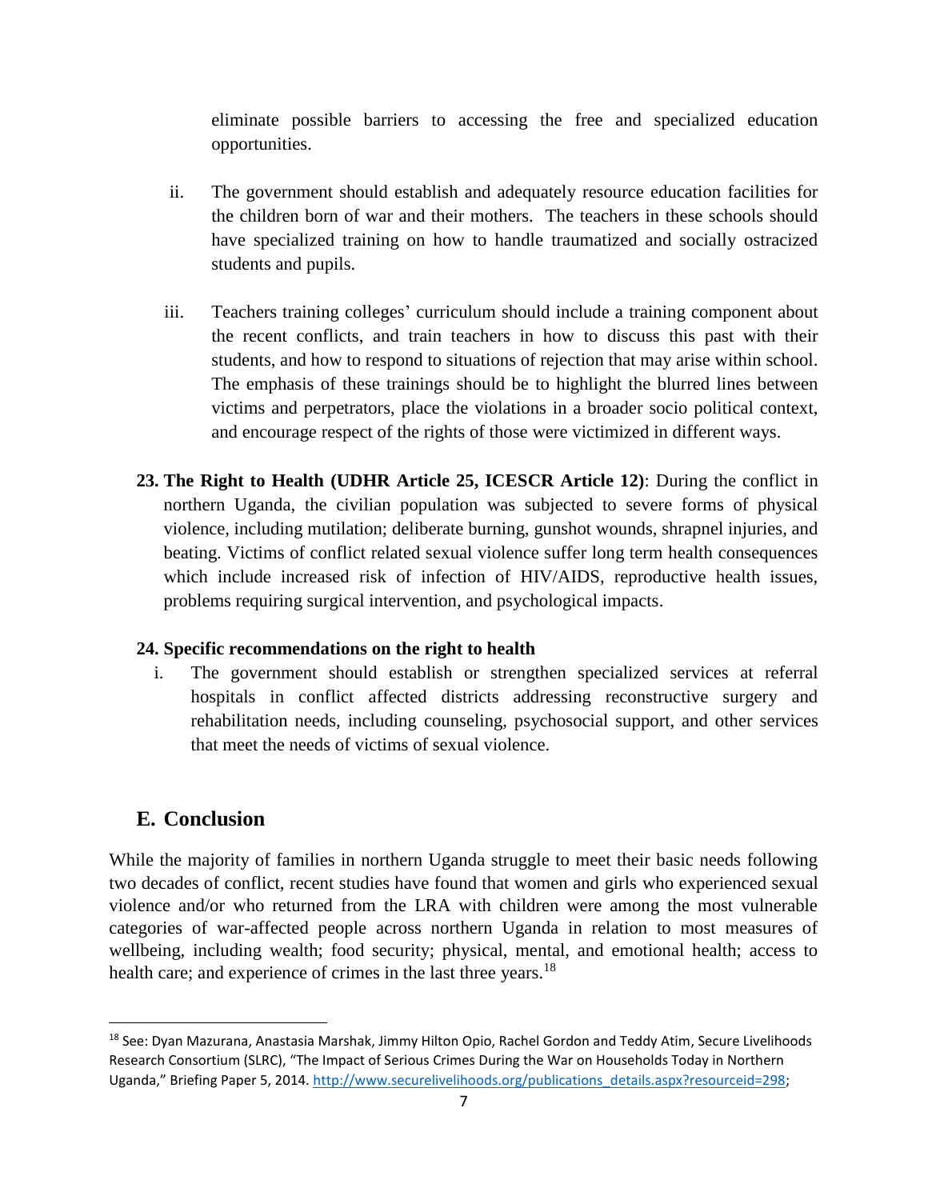eliminate possible barriers to accessing the free and specialized education opportunities.

ii. The government should establish and adequately resource education facilities for the children born of war and their mothers. The teachers in these schools should have specialized training on how to handle traumatized and socially ostracized students and pupils.

iii. Teachers training colleges' curriculum should include a training component about the recent conflicts, and train teachers in how to discuss this past with their students, and how to respond to situations of rejection that may arise within school. The emphasis of these trainings should be to highlight the blurred lines between victims and perpetrators, place the violations in a broader socio political context, and encourage respect of the rights of those were victimized in different ways.

**23. The Right to Health (UDHR Article 25, ICESCR Article 12)**: During the conflict in northern Uganda, the civilian population was subjected to severe forms of physical violence, including mutilation; deliberate burning, gunshot wounds, shrapnel injuries, and beating. Victims of conflict related sexual violence suffer long term health consequences which include increased risk of infection of HIV/AIDS, reproductive health issues, problems requiring surgical intervention, and psychological impacts.

**24. Specific recommendations on the right to health**

i. The government should establish or strengthen specialized services at referral hospitals in conflict affected districts addressing reconstructive surgery and rehabilitation needs, including counseling, psychosocial support, and other services that meet the needs of victims of sexual violence.

## E. Conclusion

While the majority of families in northern Uganda struggle to meet their basic needs following two decades of conflict, recent studies have found that women and girls who experienced sexual violence and/or who returned from the LRA with children were among the most vulnerable categories of war-affected people across northern Uganda in relation to most measures of wellbeing, including wealth; food security; physical, mental, and emotional health; access to health care; and experience of crimes in the last three years.[18]

---

[18] See: Dyan Mazurana, Anastasia Marshak, Jimmy Hilton Opio, Rachel Gordon and Teddy Atim, Secure Livelihoods Research Consortium (SLRC), "The Impact of Serious Crimes During the War on Households Today in Northern Uganda," Briefing Paper 5, 2014. http://www.securelivelihoods.org/publications_details.aspx?resourceid=298;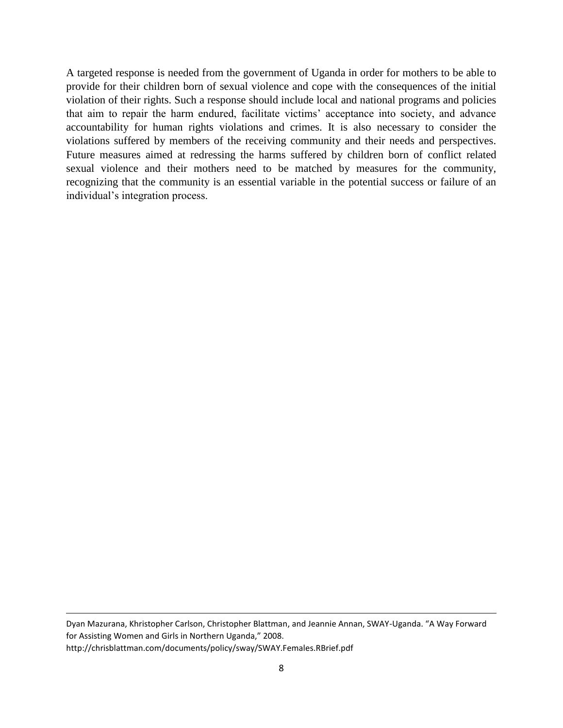A targeted response is needed from the government of Uganda in order for mothers to be able to provide for their children born of sexual violence and cope with the consequences of the initial violation of their rights. Such a response should include local and national programs and policies that aim to repair the harm endured, facilitate victims' acceptance into society, and advance accountability for human rights violations and crimes. It is also necessary to consider the violations suffered by members of the receiving community and their needs and perspectives. Future measures aimed at redressing the harms suffered by children born of conflict related sexual violence and their mothers need to be matched by measures for the community, recognizing that the community is an essential variable in the potential success or failure of an individual's integration process.

---

Dyan Mazurana, Khristopher Carlson, Christopher Blattman, and Jeannie Annan, SWAY-Uganda. "A Way Forward for Assisting Women and Girls in Northern Uganda," 2008.
http://chrisblattman.com/documents/policy/sway/SWAY.Females.RBrief.pdf